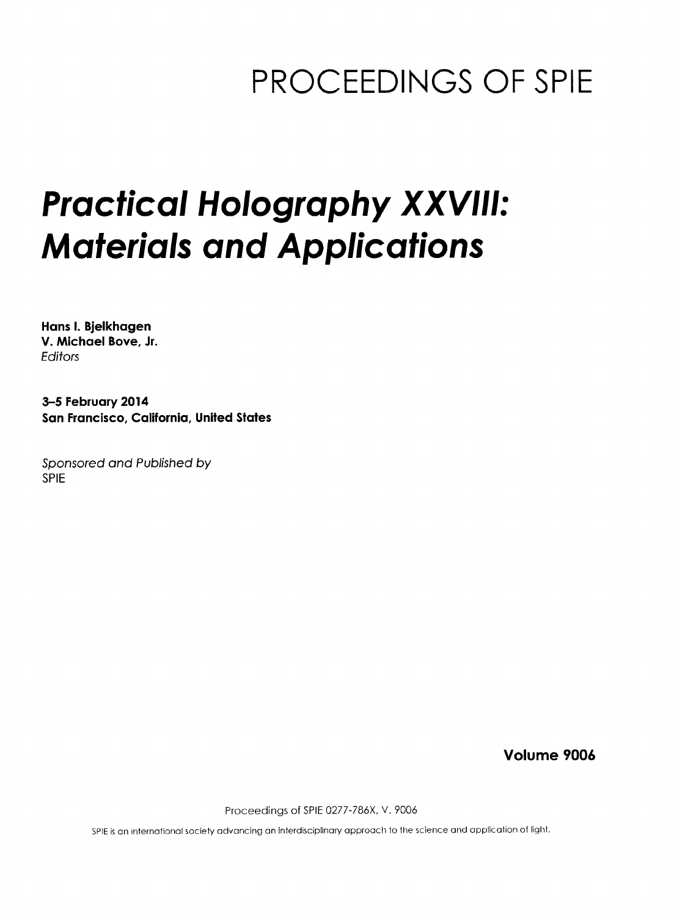# PROCEEDINGS OF SPIE

# *Practical Holography XXVIII: Materials and Applications*

**Hans I. Bjelkhagen**
**V. Michael Bove, Jr.**
*Editors*

**3–5 February 2014**
**San Francisco, California, United States**

*Sponsored and Published by*
SPIE

**Volume 9006**

Proceedings of SPIE 0277-786X, V. 9006

SPIE is an international society advancing an interdisciplinary approach to the science and application of light.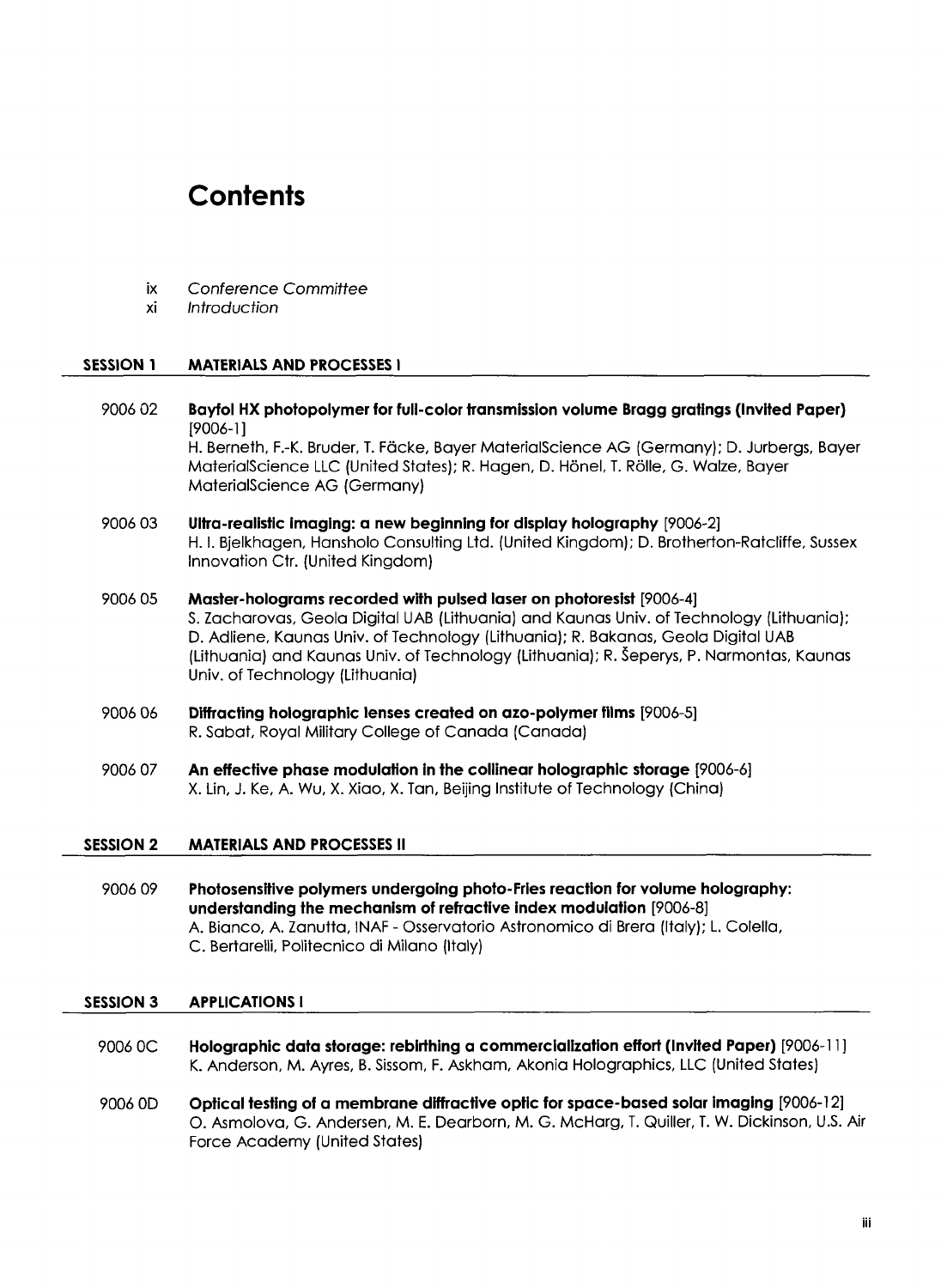# Contents

ix *Conference Committee*

xi *Introduction*

## SESSION 1 MATERIALS AND PROCESSES I

9006 02 **Bayfol HX photopolymer for full-color transmission volume Bragg gratings (Invited Paper)** [9006-1]
H. Berneth, F.-K. Bruder, T. Fäcke, Bayer MaterialScience AG (Germany); D. Jurbergs, Bayer MaterialScience LLC (United States); R. Hagen, D. Hönel, T. Rölle, G. Walze, Bayer MaterialScience AG (Germany)

9006 03 **Ultra-realistic imaging: a new beginning for display holography** [9006-2]
H. I. Bjelkhagen, Hansholo Consulting Ltd. (United Kingdom); D. Brotherton-Ratcliffe, Sussex Innovation Ctr. (United Kingdom)

9006 05 **Master-holograms recorded with pulsed laser on photoresist** [9006-4]
S. Zacharovas, Geola Digital UAB (Lithuania) and Kaunas Univ. of Technology (Lithuania); D. Adliene, Kaunas Univ. of Technology (Lithuania); R. Bakanas, Geola Digital UAB (Lithuania) and Kaunas Univ. of Technology (Lithuania); R. Šeperys, P. Narmontas, Kaunas Univ. of Technology (Lithuania)

9006 06 **Diffracting holographic lenses created on azo-polymer films** [9006-5]
R. Sabat, Royal Military College of Canada (Canada)

9006 07 **An effective phase modulation in the collinear holographic storage** [9006-6]
X. Lin, J. Ke, A. Wu, X. Xiao, X. Tan, Beijing Institute of Technology (China)

## SESSION 2 MATERIALS AND PROCESSES II

9006 09 **Photosensitive polymers undergoing photo-Fries reaction for volume holography: understanding the mechanism of refractive index modulation** [9006-8]
A. Bianco, A. Zanutta, INAF - Osservatorio Astronomico di Brera (Italy); L. Colella, C. Bertarelli, Politecnico di Milano (Italy)

## SESSION 3 APPLICATIONS I

9006 0C **Holographic data storage: rebirthing a commercialization effort (Invited Paper)** [9006-11]
K. Anderson, M. Ayres, B. Sissom, F. Askham, Akonia Holographics, LLC (United States)

9006 0D **Optical testing of a membrane diffractive optic for space-based solar imaging** [9006-12]
O. Asmolova, G. Andersen, M. E. Dearborn, M. G. McHarg, T. Quiller, T. W. Dickinson, U.S. Air Force Academy (United States)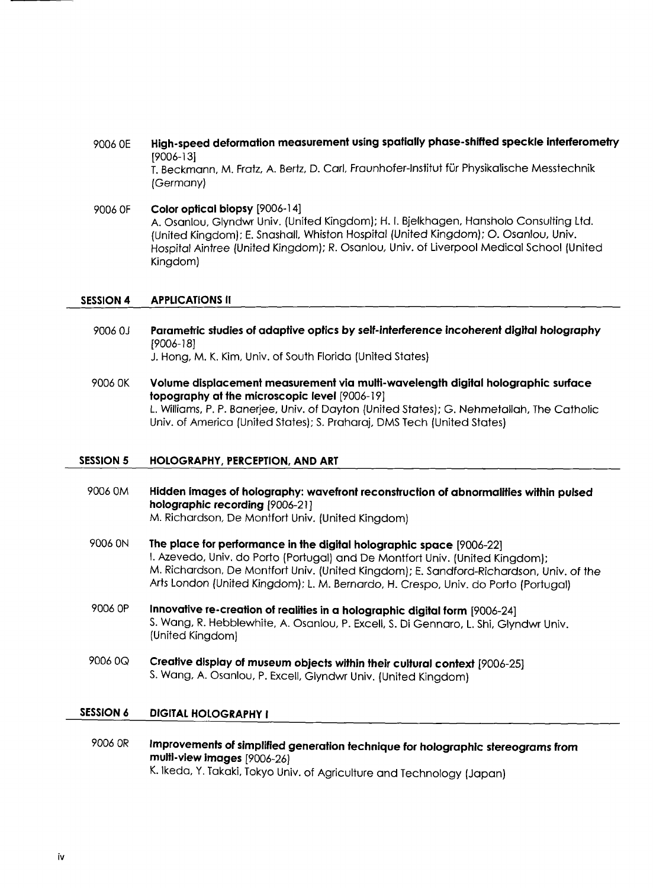9006 0E **High-speed deformation measurement using spatially phase-shifted speckle interferometry** [9006-13]
T. Beckmann, M. Fratz, A. Bertz, D. Carl, Fraunhofer-Institut für Physikalische Messtechnik (Germany)

9006 0F **Color optical biopsy** [9006-14]
A. Osanlou, Glyndwr Univ. (United Kingdom); H. I. Bjelkhagen, Hansholo Consulting Ltd. (United Kingdom); E. Snashall, Whiston Hospital (United Kingdom); O. Osanlou, Univ. Hospital Aintree (United Kingdom); R. Osanlou, Univ. of Liverpool Medical School (United Kingdom)

## SESSION 4 APPLICATIONS II

9006 0J **Parametric studies of adaptive optics by self-interference incoherent digital holography** [9006-18]
J. Hong, M. K. Kim, Univ. of South Florida (United States)

9006 0K **Volume displacement measurement via multi-wavelength digital holographic surface topography at the microscopic level** [9006-19]
L. Williams, P. P. Banerjee, Univ. of Dayton (United States); G. Nehmetallah, The Catholic Univ. of America (United States); S. Praharaj, DMS Tech (United States)

## SESSION 5 HOLOGRAPHY, PERCEPTION, AND ART

9006 0M **Hidden images of holography: wavefront reconstruction of abnormalities within pulsed holographic recording** [9006-21]
M. Richardson, De Montfort Univ. (United Kingdom)

9006 0N **The place for performance in the digital holographic space** [9006-22]
I. Azevedo, Univ. do Porto (Portugal) and De Montfort Univ. (United Kingdom); M. Richardson, De Montfort Univ. (United Kingdom); E. Sandford-Richardson, Univ. of the Arts London (United Kingdom); L. M. Bernardo, H. Crespo, Univ. do Porto (Portugal)

9006 0P **Innovative re-creation of realities in a holographic digital form** [9006-24]
S. Wang, R. Hebblewhite, A. Osanlou, P. Excell, S. Di Gennaro, L. Shi, Glyndwr Univ. (United Kingdom)

9006 0Q **Creative display of museum objects within their cultural context** [9006-25]
S. Wang, A. Osanlou, P. Excell, Glyndwr Univ. (United Kingdom)

## SESSION 6 DIGITAL HOLOGRAPHY I

9006 0R **Improvements of simplified generation technique for holographic stereograms from multi-view images** [9006-26]
K. Ikeda, Y. Takaki, Tokyo Univ. of Agriculture and Technology (Japan)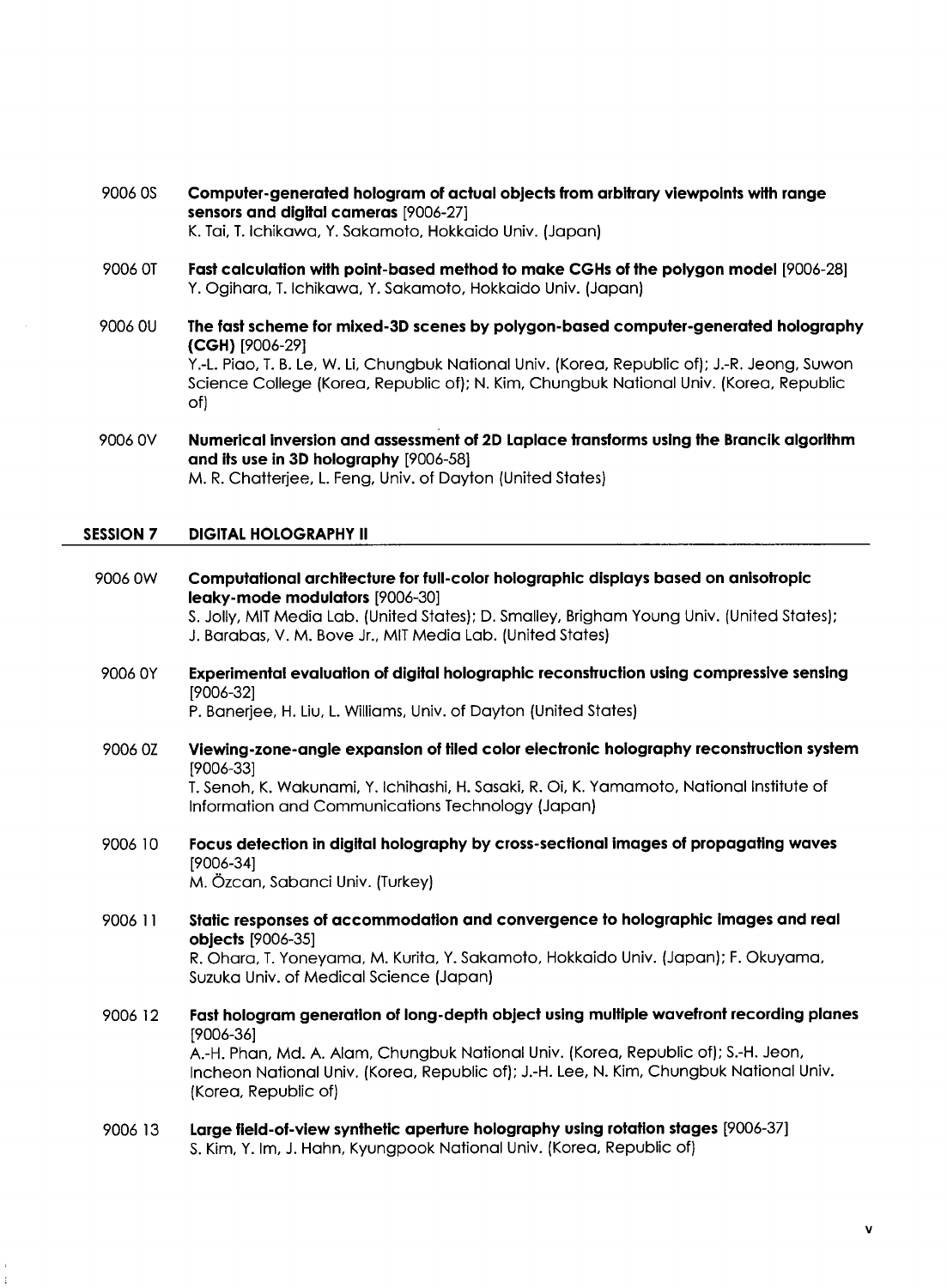9006 0S **Computer-generated hologram of actual objects from arbitrary viewpoints with range sensors and digital cameras** [9006-27]
K. Tai, T. Ichikawa, Y. Sakamoto, Hokkaido Univ. (Japan)

9006 0T **Fast calculation with point-based method to make CGHs of the polygon model** [9006-28]
Y. Ogihara, T. Ichikawa, Y. Sakamoto, Hokkaido Univ. (Japan)

9006 0U **The fast scheme for mixed-3D scenes by polygon-based computer-generated holography (CGH)** [9006-29]
Y.-L. Piao, T. B. Le, W. Li, Chungbuk National Univ. (Korea, Republic of); J.-R. Jeong, Suwon Science College (Korea, Republic of); N. Kim, Chungbuk National Univ. (Korea, Republic of)

9006 0V **Numerical inversion and assessment of 2D Laplace transforms using the Brancik algorithm and its use in 3D holography** [9006-58]
M. R. Chatterjee, L. Feng, Univ. of Dayton (United States)

## SESSION 7 DIGITAL HOLOGRAPHY II

9006 0W **Computational architecture for full-color holographic displays based on anisotropic leaky-mode modulators** [9006-30]
S. Jolly, MIT Media Lab. (United States); D. Smalley, Brigham Young Univ. (United States); J. Barabas, V. M. Bove Jr., MIT Media Lab. (United States)

9006 0Y **Experimental evaluation of digital holographic reconstruction using compressive sensing** [9006-32]
P. Banerjee, H. Liu, L. Williams, Univ. of Dayton (United States)

9006 0Z **Viewing-zone-angle expansion of tiled color electronic holography reconstruction system** [9006-33]
T. Senoh, K. Wakunami, Y. Ichihashi, H. Sasaki, R. Oi, K. Yamamoto, National Institute of Information and Communications Technology (Japan)

9006 10 **Focus detection in digital holography by cross-sectional images of propagating waves** [9006-34]
M. Özcan, Sabanci Univ. (Turkey)

9006 11 **Static responses of accommodation and convergence to holographic images and real objects** [9006-35]
R. Ohara, T. Yoneyama, M. Kurita, Y. Sakamoto, Hokkaido Univ. (Japan); F. Okuyama, Suzuka Univ. of Medical Science (Japan)

9006 12 **Fast hologram generation of long-depth object using multiple wavefront recording planes** [9006-36]
A.-H. Phan, Md. A. Alam, Chungbuk National Univ. (Korea, Republic of); S.-H. Jeon, Incheon National Univ. (Korea, Republic of); J.-H. Lee, N. Kim, Chungbuk National Univ. (Korea, Republic of)

9006 13 **Large field-of-view synthetic aperture holography using rotation stages** [9006-37]
S. Kim, Y. Im, J. Hahn, Kyungpook National Univ. (Korea, Republic of)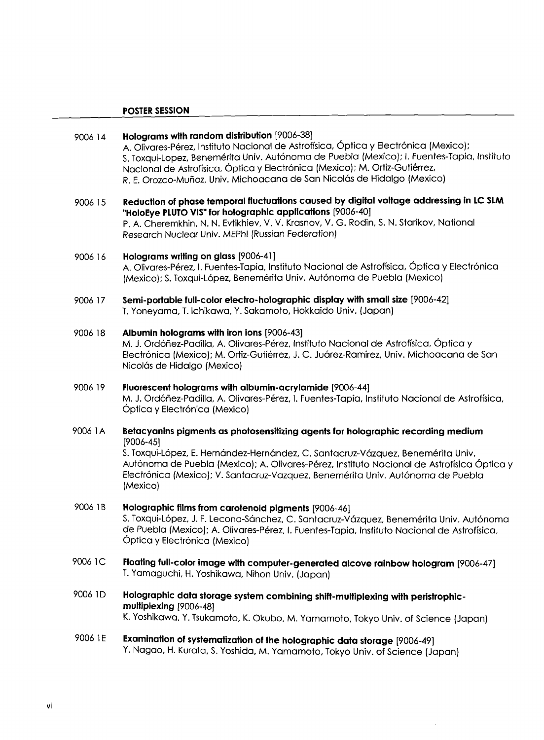## POSTER SESSION

9006 14 **Holograms with random distribution** [9006-38]
A. Olivares-Pérez, Instituto Nacional de Astrofísica, Óptica y Electrónica (Mexico); S. Toxqui-Lopez, Benemérita Univ. Autónoma de Puebla (Mexico); I. Fuentes-Tapia, Instituto Nacional de Astrofísica, Óptica y Electrónica (Mexico); M. Ortiz-Gutiérrez, R. E. Orozco-Muñoz, Univ. Michoacana de San Nicolás de Hidalgo (Mexico)

9006 15 **Reduction of phase temporal fluctuations caused by digital voltage addressing in LC SLM "HoloEye PLUTO VIS" for holographic applications** [9006-40]
P. A. Cheremkhin, N. N. Evtikhiev, V. V. Krasnov, V. G. Rodin, S. N. Starikov, National Research Nuclear Univ. MEPhI (Russian Federation)

9006 16 **Holograms writing on glass** [9006-41]
A. Olivares-Pérez, I. Fuentes-Tapia, Instituto Nacional de Astrofísica, Óptica y Electrónica (Mexico); S. Toxqui-López, Benemérita Univ. Autónoma de Puebla (Mexico)

9006 17 **Semi-portable full-color electro-holographic display with small size** [9006-42]
T. Yoneyama, T. Ichikawa, Y. Sakamoto, Hokkaido Univ. (Japan)

9006 18 **Albumin holograms with iron ions** [9006-43]
M. J. Ordóñez-Padilla, A. Olivares-Pérez, Instituto Nacional de Astrofísica, Óptica y Electrónica (Mexico); M. Ortiz-Gutiérrez, J. C. Juárez-Ramírez, Univ. Michoacana de San Nicolás de Hidalgo (Mexico)

9006 19 **Fluorescent holograms with albumin-acrylamide** [9006-44]
M. J. Ordóñez-Padilla, A. Olivares-Pérez, I. Fuentes-Tapia, Instituto Nacional de Astrofísica, Óptica y Electrónica (Mexico)

9006 1A **Betacyanins pigments as photosensitizing agents for holographic recording medium** [9006-45]
S. Toxqui-López, E. Hernández-Hernández, C. Santacruz-Vázquez, Benemérita Univ. Autónoma de Puebla (Mexico); A. Olivares-Pérez, Instituto Nacional de Astrofísica Óptica y Electrónica (Mexico); V. Santacruz-Vazquez, Benemérita Univ. Autónoma de Puebla (Mexico)

9006 1B **Holographic films from carotenoid pigments** [9006-46]
S. Toxqui-López, J. F. Lecona-Sánchez, C. Santacruz-Vázquez, Benemérita Univ. Autónoma de Puebla (Mexico); A. Olivares-Pérez, I. Fuentes-Tapia, Instituto Nacional de Astrofísica, Óptica y Electrónica (Mexico)

9006 1C **Floating full-color image with computer-generated alcove rainbow hologram** [9006-47]
T. Yamaguchi, H. Yoshikawa, Nihon Univ. (Japan)

9006 1D **Holographic data storage system combining shift-multiplexing with peristrophic-multiplexing** [9006-48]
K. Yoshikawa, Y. Tsukamoto, K. Okubo, M. Yamamoto, Tokyo Univ. of Science (Japan)

9006 1E **Examination of systematization of the holographic data storage** [9006-49]
Y. Nagao, H. Kurata, S. Yoshida, M. Yamamoto, Tokyo Univ. of Science (Japan)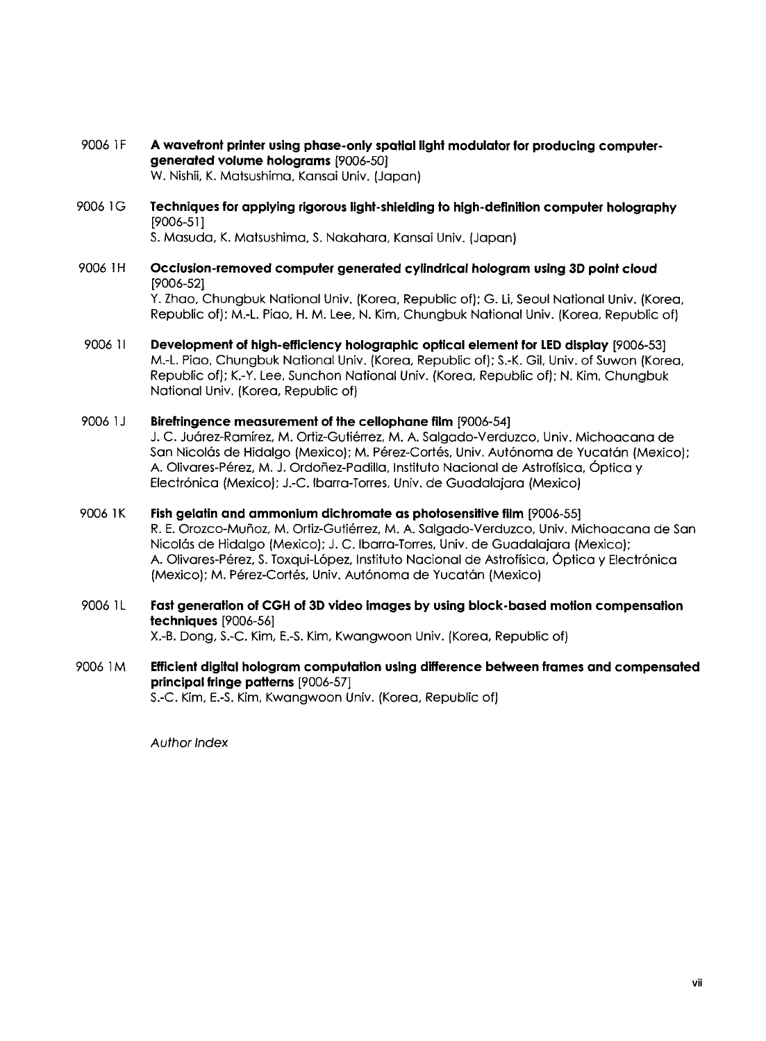9006 1F **A wavefront printer using phase-only spatial light modulator for producing computer-generated volume holograms** [9006-50]
W. Nishii, K. Matsushima, Kansai Univ. (Japan)

9006 1G **Techniques for applying rigorous light-shielding to high-definition computer holography** [9006-51]
S. Masuda, K. Matsushima, S. Nakahara, Kansai Univ. (Japan)

9006 1H **Occlusion-removed computer generated cylindrical hologram using 3D point cloud** [9006-52]
Y. Zhao, Chungbuk National Univ. (Korea, Republic of); G. Li, Seoul National Univ. (Korea, Republic of); M.-L. Piao, H. M. Lee, N. Kim, Chungbuk National Univ. (Korea, Republic of)

9006 1I **Development of high-efficiency holographic optical element for LED display** [9006-53]
M.-L. Piao, Chungbuk National Univ. (Korea, Republic of); S.-K. Gil, Univ. of Suwon (Korea, Republic of); K.-Y. Lee, Sunchon National Univ. (Korea, Republic of); N. Kim, Chungbuk National Univ. (Korea, Republic of)

9006 1J **Birefringence measurement of the cellophane film** [9006-54]
J. C. Juárez-Ramírez, M. Ortiz-Gutiérrez, M. A. Salgado-Verduzco, Univ. Michoacana de San Nicolás de Hidalgo (Mexico); M. Pérez-Cortés, Univ. Autónoma de Yucatán (Mexico); A. Olivares-Pérez, M. J. Ordoñez-Padilla, Instituto Nacional de Astrofísica, Óptica y Electrónica (Mexico); J.-C. Ibarra-Torres, Univ. de Guadalajara (Mexico)

9006 1K **Fish gelatin and ammonium dichromate as photosensitive film** [9006-55]
R. E. Orozco-Muñoz, M. Ortiz-Gutiérrez, M. A. Salgado-Verduzco, Univ. Michoacana de San Nicolás de Hidalgo (Mexico); J. C. Ibarra-Torres, Univ. de Guadalajara (Mexico); A. Olivares-Pérez, S. Toxqui-López, Instituto Nacional de Astrofísica, Óptica y Electrónica (Mexico); M. Pérez-Cortés, Univ. Autónoma de Yucatán (Mexico)

9006 1L **Fast generation of CGH of 3D video images by using block-based motion compensation techniques** [9006-56]
X.-B. Dong, S.-C. Kim, E.-S. Kim, Kwangwoon Univ. (Korea, Republic of)

9006 1M **Efficient digital hologram computation using difference between frames and compensated principal fringe patterns** [9006-57]
S.-C. Kim, E.-S. Kim, Kwangwoon Univ. (Korea, Republic of)

*Author Index*